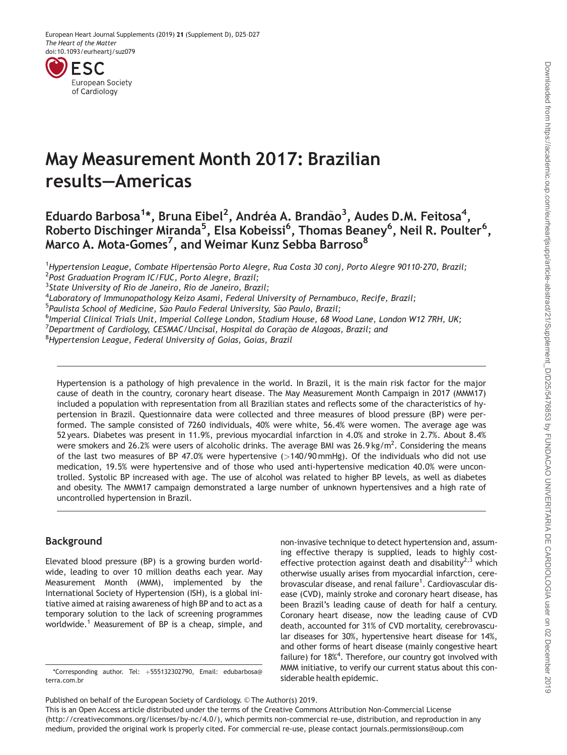# May Measurement Month 2017: Brazilian results—Americas

**Eduardo Barbosa[1]*, Bruna Eibel[2], Andréa A. Brandão[3], Audes D.M. Feitosa[4], Roberto Dischinger Miranda[5], Elsa Kobeissi[6], Thomas Beaney[6], Neil R. Poulter[6], Marco A. Mota-Gomes[7], and Weimar Kunz Sebba Barroso[8]**

[1]*Hypertension League, Combate Hipertensão Porto Alegre, Rua Costa 30 conj, Porto Alegre 90110-270, Brazil;*
[2]*Post Graduation Program IC/FUC, Porto Alegre, Brazil;*
[3]*State University of Rio de Janeiro, Rio de Janeiro, Brazil;*
[4]*Laboratory of Immunopathology Keizo Asami, Federal University of Pernambuco, Recife, Brazil;*
[5]*Paulista School of Medicine, São Paulo Federal University, São Paulo, Brazil;*
[6]*Imperial Clinical Trials Unit, Imperial College London, Stadium House, 68 Wood Lane, London W12 7RH, UK;*
[7]*Department of Cardiology, CESMAC/Uncisal, Hospital do Coração de Alagoas, Brazil; and*
[8]*Hypertension League, Federal University of Goias, Goias, Brazil*

Hypertension is a pathology of high prevalence in the world. In Brazil, it is the main risk factor for the major cause of death in the country, coronary heart disease. The May Measurement Month Campaign in 2017 (MMM17) included a population with representation from all Brazilian states and reflects some of the characteristics of hypertension in Brazil. Questionnaire data were collected and three measures of blood pressure (BP) were performed. The sample consisted of 7260 individuals, 40% were white, 56.4% were women. The average age was 52 years. Diabetes was present in 11.9%, previous myocardial infarction in 4.0% and stroke in 2.7%. About 8.4% were smokers and 26.2% were users of alcoholic drinks. The average BMI was 26.9 kg/m$^2$. Considering the means of the last two measures of BP 47.0% were hypertensive (>140/90 mmHg). Of the individuals who did not use medication, 19.5% were hypertensive and of those who used anti-hypertensive medication 40.0% were uncontrolled. Systolic BP increased with age. The use of alcohol was related to higher BP levels, as well as diabetes and obesity. The MMM17 campaign demonstrated a large number of unknown hypertensives and a high rate of uncontrolled hypertension in Brazil.

## Background

Elevated blood pressure (BP) is a growing burden worldwide, leading to over 10 million deaths each year. May Measurement Month (MMM), implemented by the International Society of Hypertension (ISH), is a global initiative aimed at raising awareness of high BP and to act as a temporary solution to the lack of screening programmes worldwide.[1] Measurement of BP is a cheap, simple, and non-invasive technique to detect hypertension and, assuming effective therapy is supplied, leads to highly cost-effective protection against death and disability[2,3] which otherwise usually arises from myocardial infarction, cerebrovascular disease, and renal failure[1]. Cardiovascular disease (CVD), mainly stroke and coronary heart disease, has been Brazil's leading cause of death for half a century. Coronary heart disease, now the leading cause of CVD death, accounted for 31% of CVD mortality, cerebrovascular diseases for 30%, hypertensive heart disease for 14%, and other forms of heart disease (mainly congestive heart failure) for 18%[4]. Therefore, our country got involved with MMM initiative, to verify our current status about this considerable health epidemic.

*Corresponding author. Tel: +555132302790, Email: edubarbosa@terra.com.br

Published on behalf of the European Society of Cardiology. © The Author(s) 2019.
This is an Open Access article distributed under the terms of the Creative Commons Attribution Non-Commercial License (http://creativecommons.org/licenses/by-nc/4.0/), which permits non-commercial re-use, distribution, and reproduction in any medium, provided the original work is properly cited. For commercial re-use, please contact journals.permissions@oup.com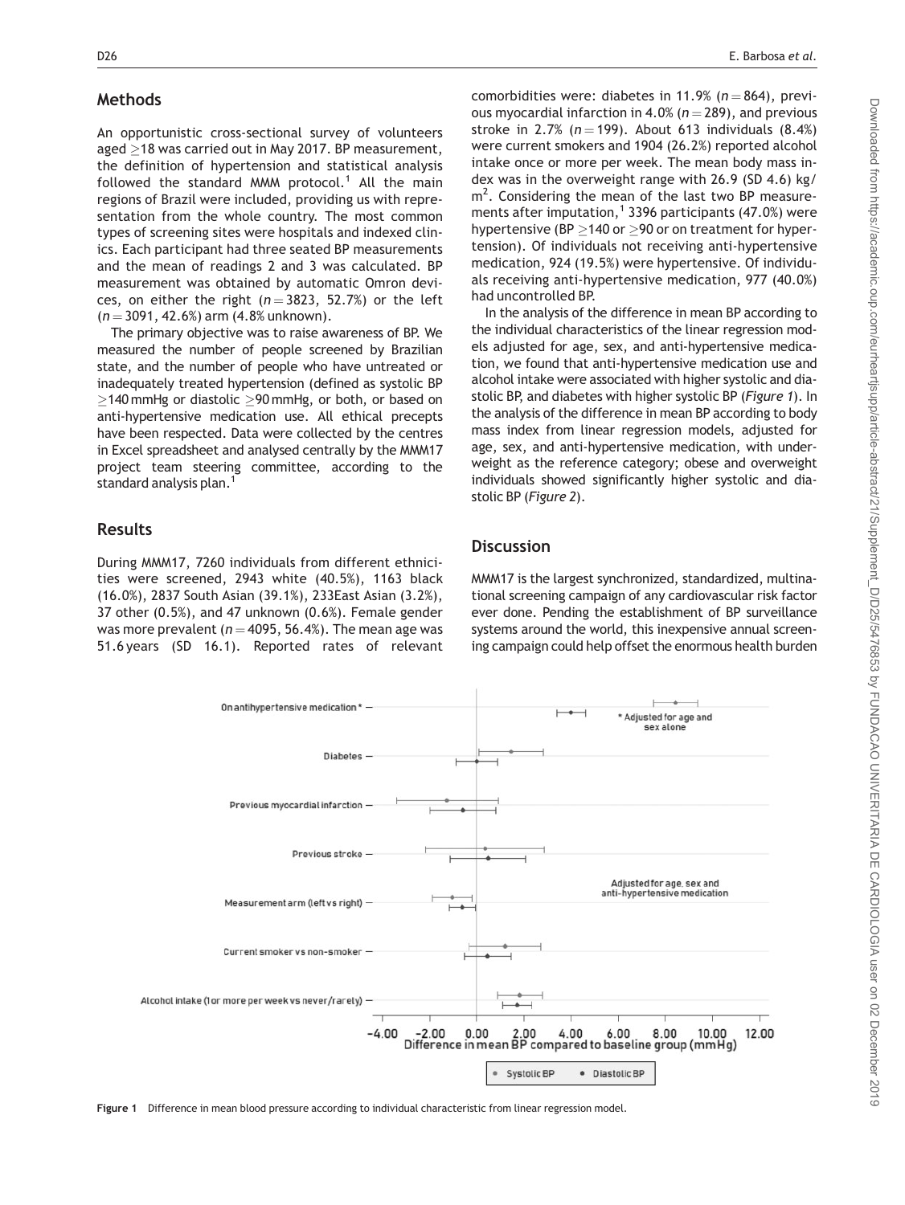## Methods

An opportunistic cross-sectional survey of volunteers aged ≥18 was carried out in May 2017. BP measurement, the definition of hypertension and statistical analysis followed the standard MMM protocol.[1] All the main regions of Brazil were included, providing us with representation from the whole country. The most common types of screening sites were hospitals and indexed clinics. Each participant had three seated BP measurements and the mean of readings 2 and 3 was calculated. BP measurement was obtained by automatic Omron devices, on either the right ($n = 3823$, 52.7%) or the left ($n = 3091$, 42.6%) arm (4.8% unknown).

The primary objective was to raise awareness of BP. We measured the number of people screened by Brazilian state, and the number of people who have untreated or inadequately treated hypertension (defined as systolic BP ≥140 mmHg or diastolic ≥90 mmHg, or both, or based on anti-hypertensive medication use. All ethical precepts have been respected. Data were collected by the centres in Excel spreadsheet and analysed centrally by the MMM17 project team steering committee, according to the standard analysis plan.[1]

## Results

During MMM17, 7260 individuals from different ethnicities were screened, 2943 white (40.5%), 1163 black (16.0%), 2837 South Asian (39.1%), 233East Asian (3.2%), 37 other (0.5%), and 47 unknown (0.6%). Female gender was more prevalent ($n = 4095$, 56.4%). The mean age was 51.6 years (SD 16.1). Reported rates of relevant comorbidities were: diabetes in 11.9% ($n = 864$), previous myocardial infarction in 4.0% ($n = 289$), and previous stroke in 2.7% ($n = 199$). About 613 individuals (8.4%) were current smokers and 1904 (26.2%) reported alcohol intake once or more per week. The mean body mass index was in the overweight range with 26.9 (SD 4.6) kg/m$^2$. Considering the mean of the last two BP measurements after imputation,[1] 3396 participants (47.0%) were hypertensive (BP ≥140 or ≥90 or on treatment for hypertension). Of individuals not receiving anti-hypertensive medication, 924 (19.5%) were hypertensive. Of individuals receiving anti-hypertensive medication, 977 (40.0%) had uncontrolled BP.

In the analysis of the difference in mean BP according to the individual characteristics of the linear regression models adjusted for age, sex, and anti-hypertensive medication, we found that anti-hypertensive medication use and alcohol intake were associated with higher systolic and diastolic BP, and diabetes with higher systolic BP (*Figure 1*). In the analysis of the difference in mean BP according to body mass index from linear regression models, adjusted for age, sex, and anti-hypertensive medication, with underweight as the reference category; obese and overweight individuals showed significantly higher systolic and diastolic BP (*Figure 2*).

## Discussion

MMM17 is the largest synchronized, standardized, multinational screening campaign of any cardiovascular risk factor ever done. Pending the establishment of BP surveillance systems around the world, this inexpensive annual screening campaign could help offset the enormous health burden

**Figure 1** Difference in mean blood pressure according to individual characteristic from linear regression model.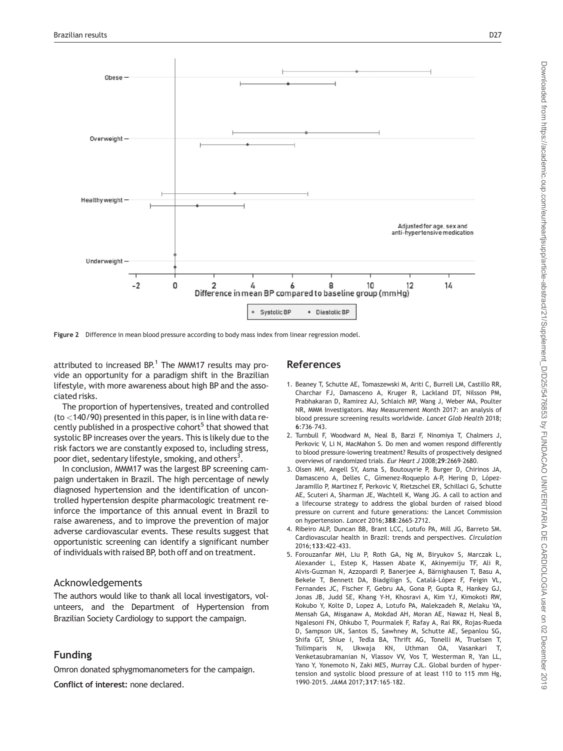Obese

Overweight

Healthy weight

Adjusted for age, sex and anti-hypertensive medication

Underweight

-2 0 2 4 6 8 10 12 14

Difference in mean BP compared to baseline group (mmHg)

Systolic BP Diastolic BP

**Figure 2** Difference in mean blood pressure according to body mass index from linear regression model.

attributed to increased BP.[1] The MMM17 results may provide an opportunity for a paradigm shift in the Brazilian lifestyle, with more awareness about high BP and the associated risks.

The proportion of hypertensives, treated and controlled (to <140/90) presented in this paper, is in line with data recently published in a prospective cohort[5] that showed that systolic BP increases over the years. This is likely due to the risk factors we are constantly exposed to, including stress, poor diet, sedentary lifestyle, smoking, and others[3].

In conclusion, MMM17 was the largest BP screening campaign undertaken in Brazil. The high percentage of newly diagnosed hypertension and the identification of uncontrolled hypertension despite pharmacologic treatment reinforce the importance of this annual event in Brazil to raise awareness, and to improve the prevention of major adverse cardiovascular events. These results suggest that opportunistic screening can identify a significant number of individuals with raised BP, both off and on treatment.

## Acknowledgements

The authors would like to thank all local investigators, volunteers, and the Department of Hypertension from Brazilian Society Cardiology to support the campaign.

## Funding

Omron donated sphygmomanometers for the campaign.

**Conflict of interest:** none declared.

## References

1. Beaney T, Schutte AE, Tomaszewski M, Ariti C, Burrell LM, Castillo RR, Charchar FJ, Damasceno A, Kruger R, Lackland DT, Nilsson PM, Prabhakaran D, Ramirez AJ, Schlaich MP, Wang J, Weber MA, Poulter NR, MMM Investigators. May Measurement Month 2017: an analysis of blood pressure screening results worldwide. *Lancet Glob Health* 2018; **6**:736–743.
2. Turnbull F, Woodward M, Neal B, Barzi F, Ninomiya T, Chalmers J, Perkovic V, Li N, MacMahon S. Do men and women respond differently to blood pressure-lowering treatment? Results of prospectively designed overviews of randomized trials. *Eur Heart J* 2008;**29**:2669–2680.
3. Olsen MH, Angell SY, Asma S, Boutouyrie P, Burger D, Chirinos JA, Damasceno A, Delles C, Gimenez-Roqueplo A-P, Hering D, López-Jaramillo P, Martinez F, Perkovic V, Rietzschel ER, Schillaci G, Schutte AE, Scuteri A, Sharman JE, Wachtell K, Wang JG. A call to action and a lifecourse strategy to address the global burden of raised blood pressure on current and future generations: the Lancet Commission on hypertension. *Lancet* 2016;**388**:2665–2712.
4. Ribeiro ALP, Duncan BB, Brant LCC, Lotufo PA, Mill JG, Barreto SM. Cardiovascular health in Brazil: trends and perspectives. *Circulation* 2016;**133**:422–433.
5. Forouzanfar MH, Liu P, Roth GA, Ng M, Biryukov S, Marczak L, Alexander L, Estep K, Hassen Abate K, Akinyemiju TF, Ali R, Alvis-Guzman N, Azzopardi P, Banerjee A, Bärnighausen T, Basu A, Bekele T, Bennett DA, Biadgilign S, Catalá-López F, Feigin VL, Fernandes JC, Fischer F, Gebru AA, Gona P, Gupta R, Hankey GJ, Jonas JB, Judd SE, Khang Y-H, Khosravi A, Kim YJ, Kimokoti RW, Kokubo Y, Kolte D, Lopez A, Lotufo PA, Malekzadeh R, Melaku YA, Mensah GA, Misganaw A, Mokdad AH, Moran AE, Nawaz H, Neal B, Ngalesoni FN, Ohkubo T, Pourmalek F, Rafay A, Rai RK, Rojas-Rueda D, Sampson UK, Santos IS, Sawhney M, Schutte AE, Sepanlou SG, Shifa GT, Shiue I, Tedla BA, Thrift AG, Tonelli M, Truelsen T, Tsilimparis N, Ukwaja KN, Uthman OA, Vasankari T, Venketasubramanian N, Vlassov VV, Vos T, Westerman R, Yan LL, Yano Y, Yonemoto N, Zaki MES, Murray CJL. Global burden of hypertension and systolic blood pressure of at least 110 to 115 mm Hg, 1990–2015. *JAMA* 2017;**317**:165–182.